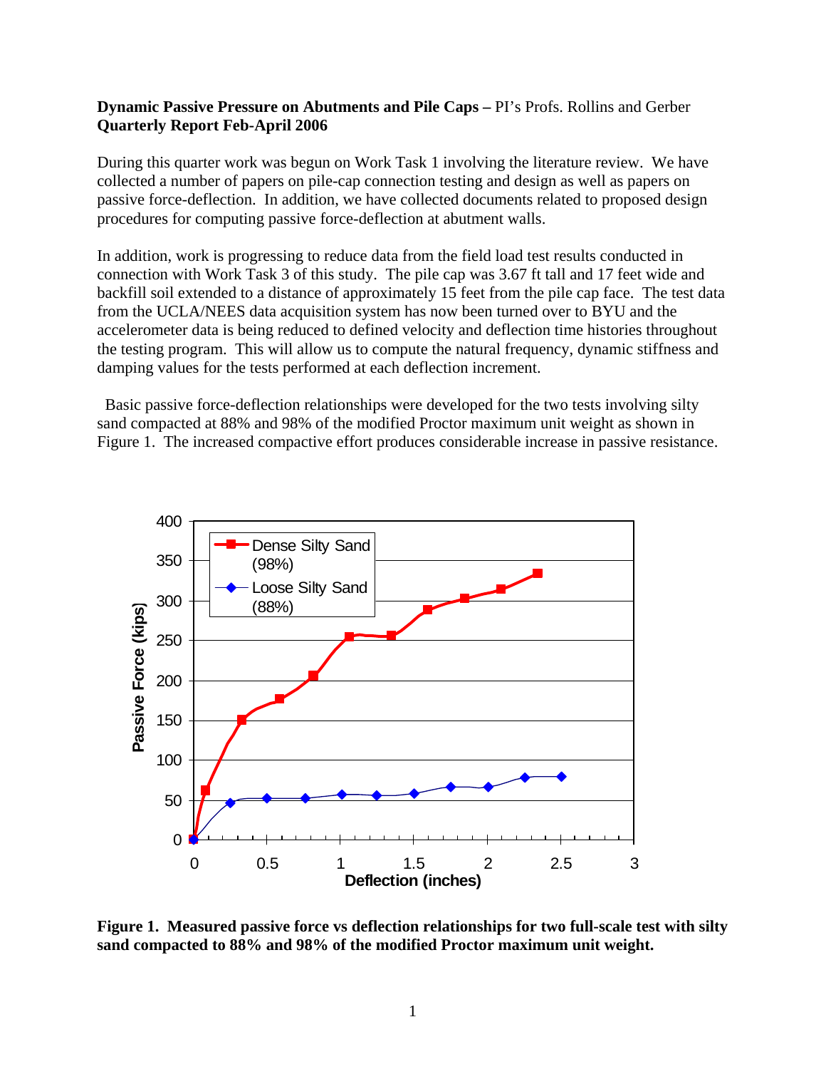**Dynamic Passive Pressure on Abutments and Pile Caps –** PI's Profs. Rollins and Gerber
**Quarterly Report Feb-April 2006**

During this quarter work was begun on Work Task 1 involving the literature review. We have collected a number of papers on pile-cap connection testing and design as well as papers on passive force-deflection. In addition, we have collected documents related to proposed design procedures for computing passive force-deflection at abutment walls.

In addition, work is progressing to reduce data from the field load test results conducted in connection with Work Task 3 of this study. The pile cap was 3.67 ft tall and 17 feet wide and backfill soil extended to a distance of approximately 15 feet from the pile cap face. The test data from the UCLA/NEES data acquisition system has now been turned over to BYU and the accelerometer data is being reduced to defined velocity and deflection time histories throughout the testing program. This will allow us to compute the natural frequency, dynamic stiffness and damping values for the tests performed at each deflection increment.

Basic passive force-deflection relationships were developed for the two tests involving silty sand compacted at 88% and 98% of the modified Proctor maximum unit weight as shown in Figure 1. The increased compactive effort produces considerable increase in passive resistance.

**Figure 1. Measured passive force vs deflection relationships for two full-scale test with silty sand compacted to 88% and 98% of the modified Proctor maximum unit weight.**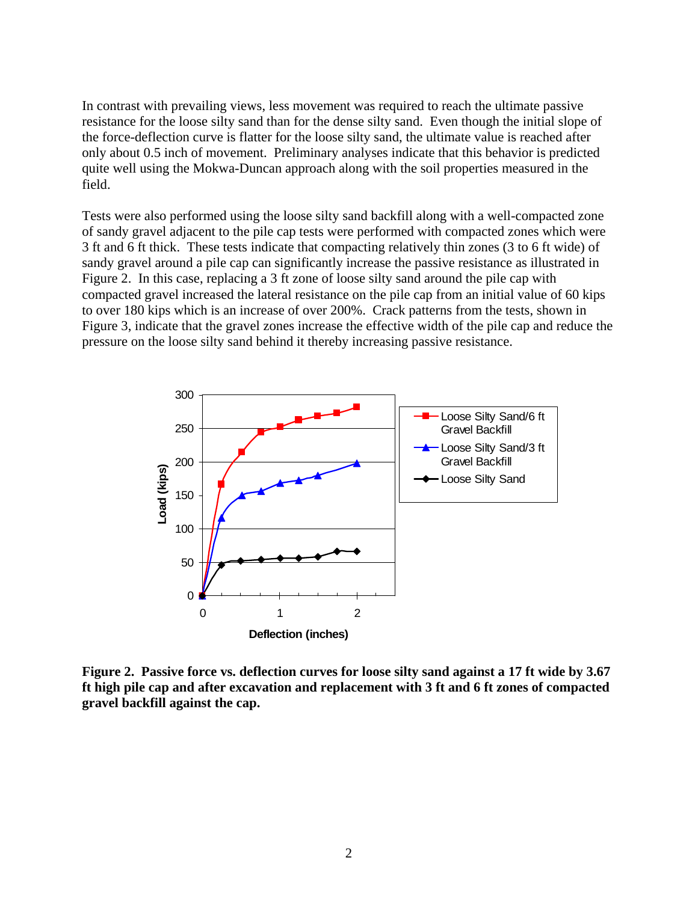In contrast with prevailing views, less movement was required to reach the ultimate passive resistance for the loose silty sand than for the dense silty sand. Even though the initial slope of the force-deflection curve is flatter for the loose silty sand, the ultimate value is reached after only about 0.5 inch of movement. Preliminary analyses indicate that this behavior is predicted quite well using the Mokwa-Duncan approach along with the soil properties measured in the field.

Tests were also performed using the loose silty sand backfill along with a well-compacted zone of sandy gravel adjacent to the pile cap tests were performed with compacted zones which were 3 ft and 6 ft thick. These tests indicate that compacting relatively thin zones (3 to 6 ft wide) of sandy gravel around a pile cap can significantly increase the passive resistance as illustrated in Figure 2. In this case, replacing a 3 ft zone of loose silty sand around the pile cap with compacted gravel increased the lateral resistance on the pile cap from an initial value of 60 kips to over 180 kips which is an increase of over 200%. Crack patterns from the tests, shown in Figure 3, indicate that the gravel zones increase the effective width of the pile cap and reduce the pressure on the loose silty sand behind it thereby increasing passive resistance.

**Figure 2. Passive force vs. deflection curves for loose silty sand against a 17 ft wide by 3.67 ft high pile cap and after excavation and replacement with 3 ft and 6 ft zones of compacted gravel backfill against the cap.**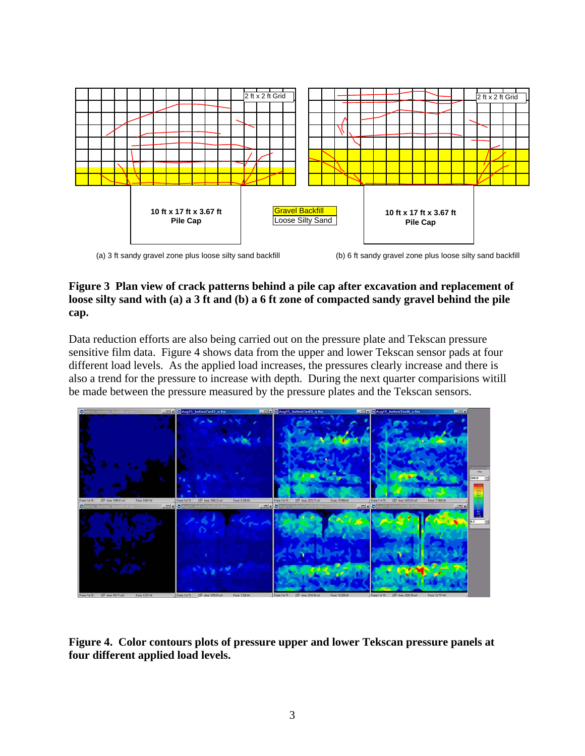**Figure 3 Plan view of crack patterns behind a pile cap after excavation and replacement of loose silty sand with (a) a 3 ft and (b) a 6 ft zone of compacted sandy gravel behind the pile cap.**

Data reduction efforts are also being carried out on the pressure plate and Tekscan pressure sensitive film data. Figure 4 shows data from the upper and lower Tekscan sensor pads at four different load levels. As the applied load increases, the pressures clearly increase and there is also a trend for the pressure to increase with depth. During the next quarter comparisions witill be made between the pressure measured by the pressure plates and the Tekscan sensors.

**Figure 4. Color contours plots of pressure upper and lower Tekscan pressure panels at four different applied load levels.**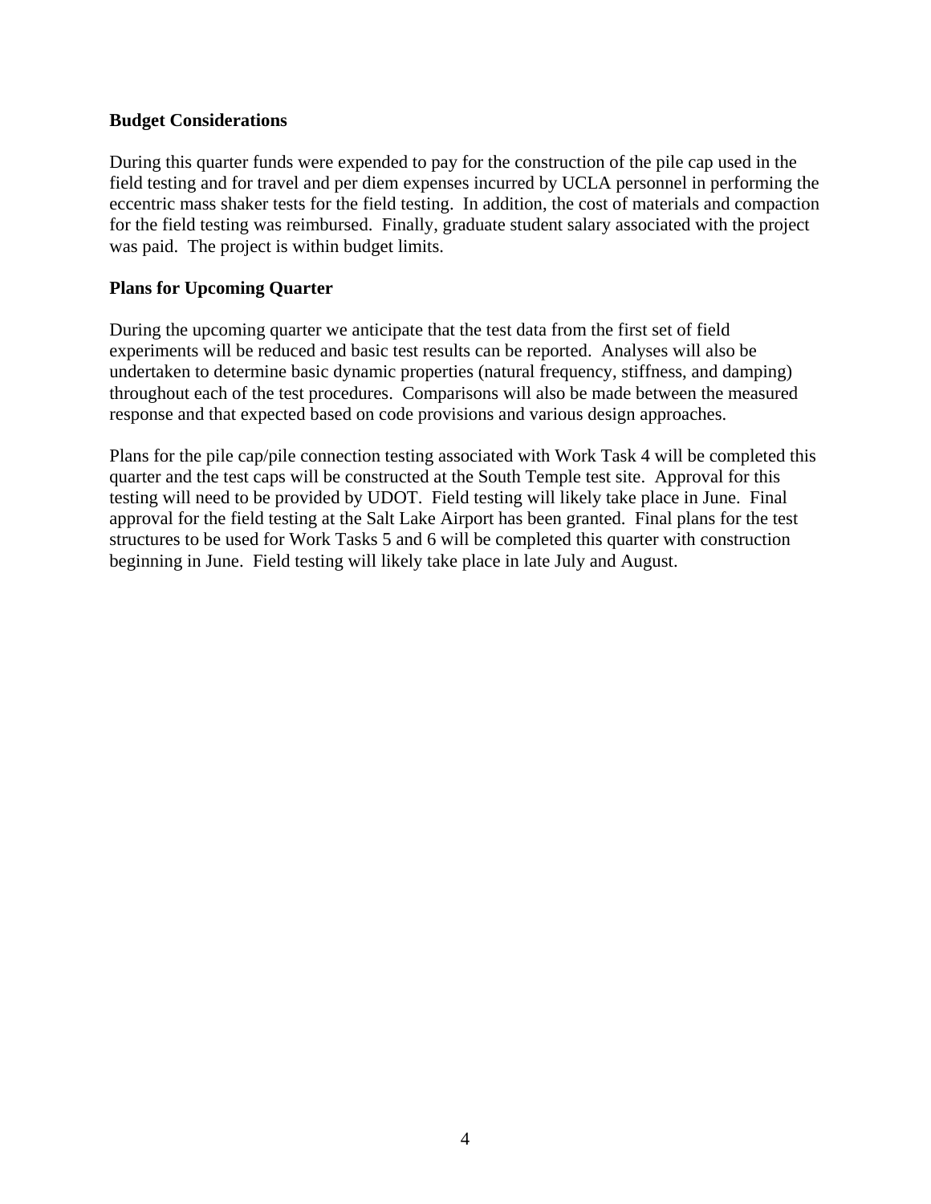**Budget Considerations**

During this quarter funds were expended to pay for the construction of the pile cap used in the field testing and for travel and per diem expenses incurred by UCLA personnel in performing the eccentric mass shaker tests for the field testing. In addition, the cost of materials and compaction for the field testing was reimbursed. Finally, graduate student salary associated with the project was paid. The project is within budget limits.

**Plans for Upcoming Quarter**

During the upcoming quarter we anticipate that the test data from the first set of field experiments will be reduced and basic test results can be reported. Analyses will also be undertaken to determine basic dynamic properties (natural frequency, stiffness, and damping) throughout each of the test procedures. Comparisons will also be made between the measured response and that expected based on code provisions and various design approaches.

Plans for the pile cap/pile connection testing associated with Work Task 4 will be completed this quarter and the test caps will be constructed at the South Temple test site. Approval for this testing will need to be provided by UDOT. Field testing will likely take place in June. Final approval for the field testing at the Salt Lake Airport has been granted. Final plans for the test structures to be used for Work Tasks 5 and 6 will be completed this quarter with construction beginning in June. Field testing will likely take place in late July and August.